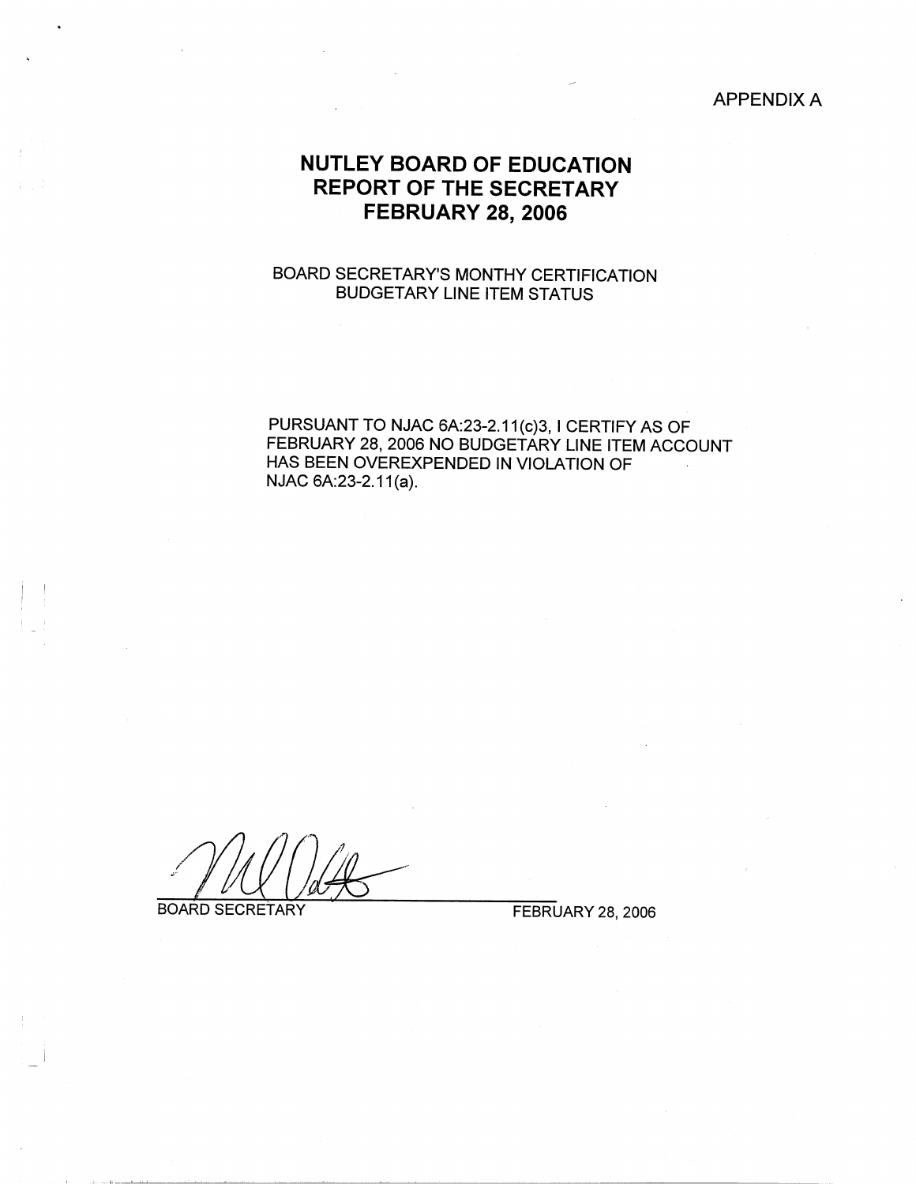APPENDIX A

# NUTLEY BOARD OF EDUCATION
# REPORT OF THE SECRETARY
# FEBRUARY 28, 2006

BOARD SECRETARY'S MONTHY CERTIFICATION
BUDGETARY LINE ITEM STATUS

PURSUANT TO NJAC 6A:23-2.11(c)3, I CERTIFY AS OF FEBRUARY 28, 2006 NO BUDGETARY LINE ITEM ACCOUNT HAS BEEN OVEREXPENDED IN VIOLATION OF NJAC 6A:23-2.11(a).

BOARD SECRETARY FEBRUARY 28, 2006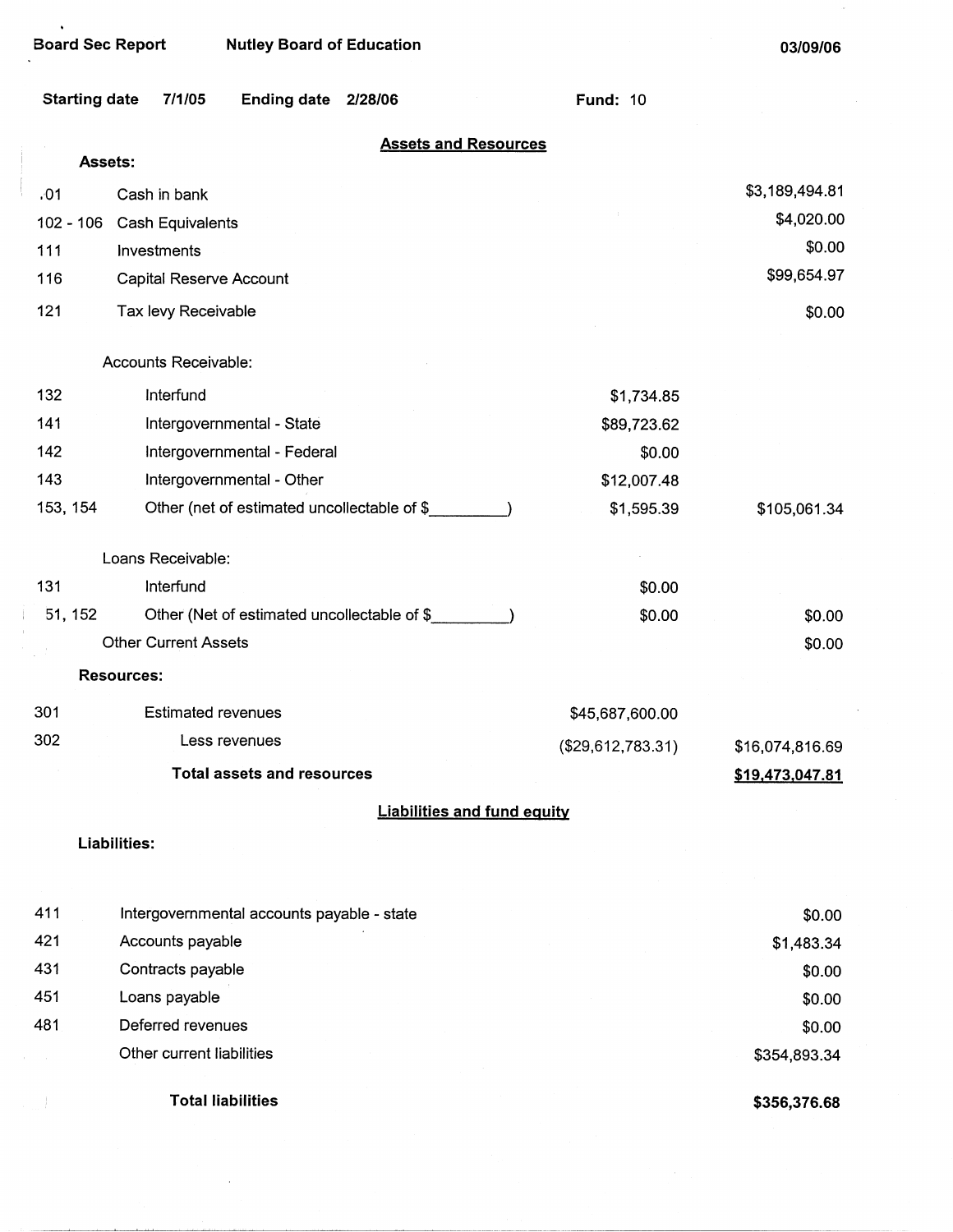Board Sec Report　　Nutley Board of Education　　03/09/06

**Starting date** 7/1/05　　**Ending date** 2/28/06　　**Fund:** 10

## Assets and Resources

| Code | Description | | Amount |
|---|---|---|---|
| | **Assets:** | | |
| .01 | Cash in bank | | $3,189,494.81 |
| 102 - 106 | Cash Equivalents | | $4,020.00 |
| 111 | Investments | | $0.00 |
| 116 | Capital Reserve Account | | $99,654.97 |
| 121 | Tax levy Receivable | | $0.00 |
| | Accounts Receivable: | | |
| 132 | Interfund | $1,734.85 | |
| 141 | Intergovernmental - State | $89,723.62 | |
| 142 | Intergovernmental - Federal | $0.00 | |
| 143 | Intergovernmental - Other | $12,007.48 | |
| 153, 154 | Other (net of estimated uncollectable of $_________) | $1,595.39 | $105,061.34 |
| | Loans Receivable: | | |
| 131 | Interfund | $0.00 | |
| 51, 152 | Other (Net of estimated uncollectable of $_________) | $0.00 | $0.00 |
| | Other Current Assets | | $0.00 |
| | **Resources:** | | |
| 301 | Estimated revenues | $45,687,600.00 | |
| 302 | Less revenues | ($29,612,783.31) | $16,074,816.69 |
| | **Total assets and resources** | | **$19,473,047.81** |

## Liabilities and fund equity

| Code | Description | Amount |
|---|---|---|
| | **Liabilities:** | |
| 411 | Intergovernmental accounts payable - state | $0.00 |
| 421 | Accounts payable | $1,483.34 |
| 431 | Contracts payable | $0.00 |
| 451 | Loans payable | $0.00 |
| 481 | Deferred revenues | $0.00 |
| | Other current liabilities | $354,893.34 |
| | **Total liabilities** | **$356,376.68** |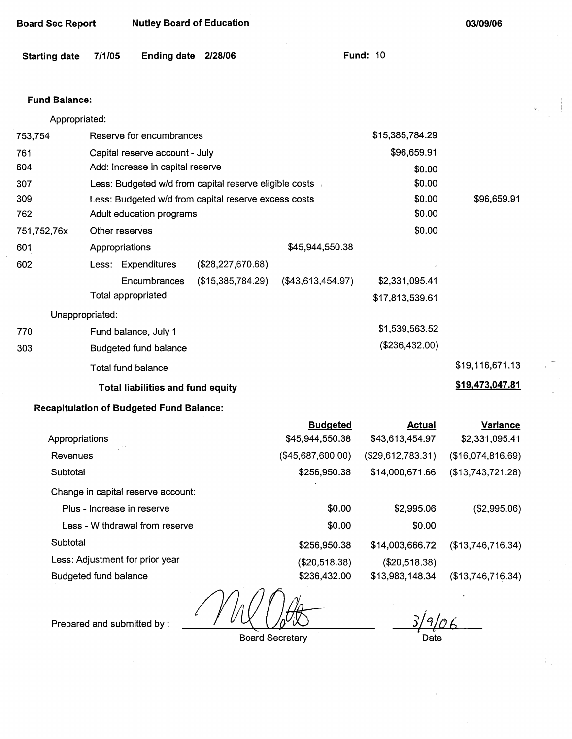Board Sec Report | Nutley Board of Education | 03/09/06

**Starting date** 7/1/05 **Ending date** 2/28/06 **Fund:** 10

**Fund Balance:**

| | | | | | |
|---|---|---|---|---|---|
| | Appropriated: | | | | |
| 753,754 | Reserve for encumbrances | | | $15,385,784.29 | |
| 761 | Capital reserve account - July | | | $96,659.91 | |
| 604 | Add: Increase in capital reserve | | | $0.00 | |
| 307 | Less: Budgeted w/d from capital reserve eligible costs | | | $0.00 | |
| 309 | Less: Budgeted w/d from capital reserve excess costs | | | $0.00 | $96,659.91 |
| 762 | Adult education programs | | | $0.00 | |
| 751,752,76x | Other reserves | | | $0.00 | |
| 601 | Appropriations | | $45,944,550.38 | | |
| 602 | Less: Expenditures | ($28,227,670.68) | | | |
| | Encumbrances | ($15,385,784.29) | ($43,613,454.97) | $2,331,095.41 | |
| | Total appropriated | | | $17,813,539.61 | |
| | Unappropriated: | | | | |
| 770 | Fund balance, July 1 | | | $1,539,563.52 | |
| 303 | Budgeted fund balance | | | ($236,432.00) | |
| | Total fund balance | | | | $19,116,671.13 |
| | **Total liabilities and fund equity** | | | | **$19,473,047.81** |

**Recapitulation of Budgeted Fund Balance:**

| | Budgeted | Actual | Variance |
|---|---|---|---|
| Appropriations | $45,944,550.38 | $43,613,454.97 | $2,331,095.41 |
| Revenues | ($45,687,600.00) | ($29,612,783.31) | ($16,074,816.69) |
| Subtotal | $256,950.38 | $14,000,671.66 | ($13,743,721.28) |
| Change in capital reserve account: | | | |
| Plus - Increase in reserve | $0.00 | $2,995.06 | ($2,995.06) |
| Less - Withdrawal from reserve | $0.00 | $0.00 | |
| Subtotal | $256,950.38 | $14,003,666.72 | ($13,746,716.34) |
| Less: Adjustment for prior year | ($20,518.38) | ($20,518.38) | |
| Budgeted fund balance | $236,432.00 | $13,983,148.34 | ($13,746,716.34) |

Prepared and submitted by: [signature] Board Secretary

3/9/06 Date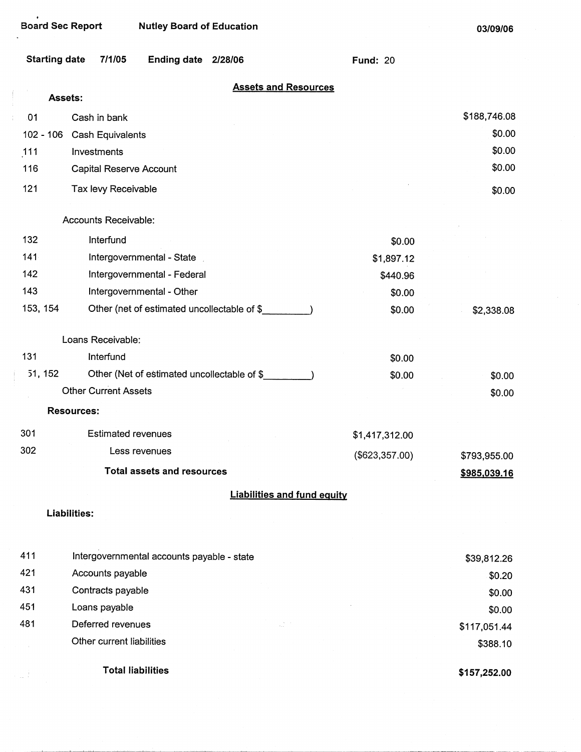Board Sec Report | Nutley Board of Education | 03/09/06

Starting date 7/1/05 | Ending date 2/28/06 | Fund: 20

## Assets and Resources

**Assets:**

| Code | Description | | Amount |
|---|---|---|---|
| 01 | Cash in bank | | $188,746.08 |
| 102 - 106 | Cash Equivalents | | $0.00 |
| 111 | Investments | | $0.00 |
| 116 | Capital Reserve Account | | $0.00 |
| 121 | Tax levy Receivable | | $0.00 |
| | Accounts Receivable: | | |
| 132 | Interfund | $0.00 | |
| 141 | Intergovernmental - State | $1,897.12 | |
| 142 | Intergovernmental - Federal | $440.96 | |
| 143 | Intergovernmental - Other | $0.00 | |
| 153, 154 | Other (net of estimated uncollectable of $_________) | $0.00 | $2,338.08 |
| | Loans Receivable: | | |
| 131 | Interfund | $0.00 | |
| 51, 152 | Other (Net of estimated uncollectable of $_________) | $0.00 | $0.00 |
| | Other Current Assets | | $0.00 |

**Resources:**

| Code | Description | | Amount |
|---|---|---|---|
| 301 | Estimated revenues | $1,417,312.00 | |
| 302 | Less revenues | ($623,357.00) | $793,955.00 |
| | **Total assets and resources** | | **$985,039.16** |

## Liabilities and fund equity

**Liabilities:**

| Code | Description | Amount |
|---|---|---|
| 411 | Intergovernmental accounts payable - state | $39,812.26 |
| 421 | Accounts payable | $0.20 |
| 431 | Contracts payable | $0.00 |
| 451 | Loans payable | $0.00 |
| 481 | Deferred revenues | $117,051.44 |
| | Other current liabilities | $388.10 |
| | **Total liabilities** | **$157,252.00** |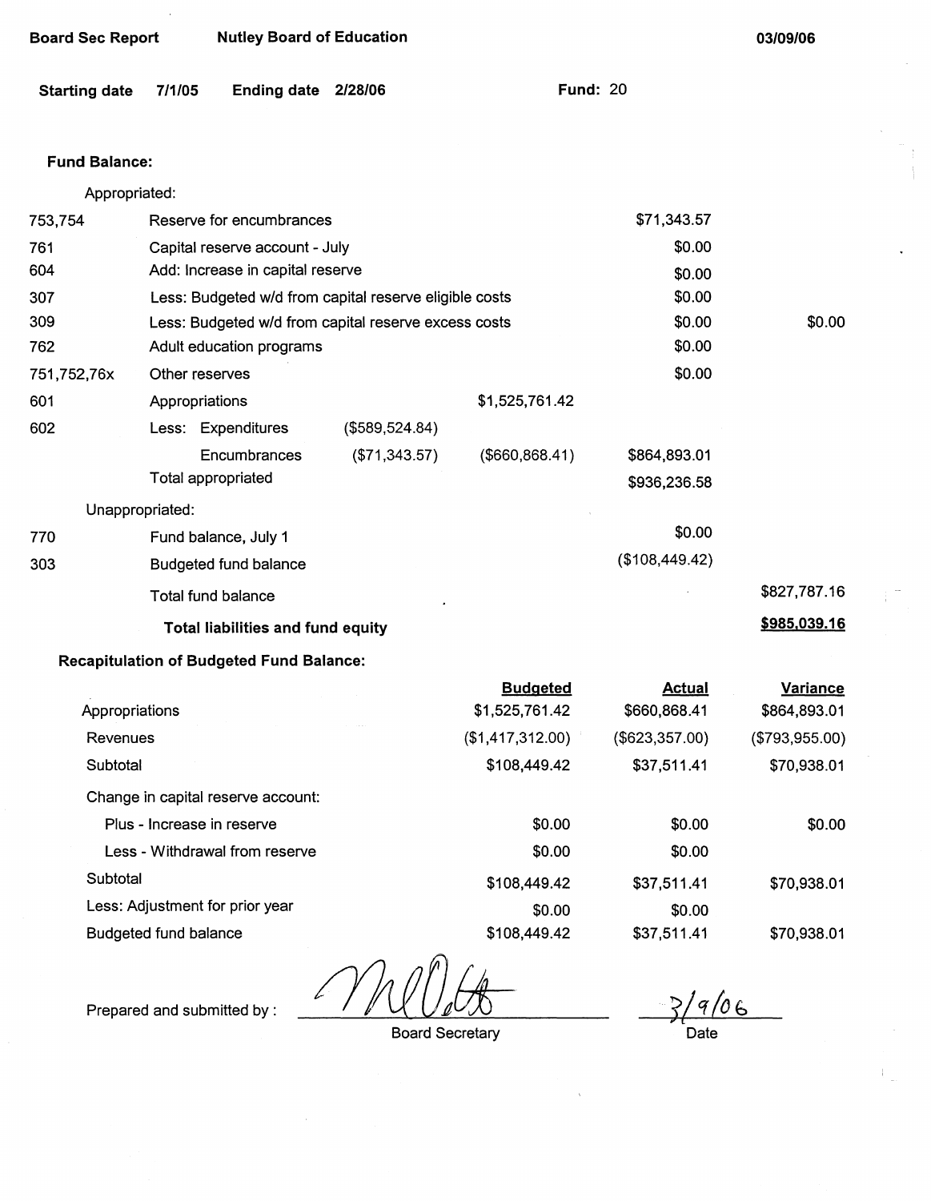**Board Sec Report** **Nutley Board of Education** **03/09/06**

**Starting date** 7/1/05 **Ending date** 2/28/06 **Fund:** 20

**Fund Balance:**

| | | | | | |
|---|---|---|---|---|---|
| | Appropriated: | | | | |
| 753,754 | Reserve for encumbrances | | | $71,343.57 | |
| 761 | Capital reserve account - July | | | $0.00 | |
| 604 | Add: Increase in capital reserve | | | $0.00 | |
| 307 | Less: Budgeted w/d from capital reserve eligible costs | | | $0.00 | |
| 309 | Less: Budgeted w/d from capital reserve excess costs | | | $0.00 | $0.00 |
| 762 | Adult education programs | | | $0.00 | |
| 751,752,76x | Other reserves | | | $0.00 | |
| 601 | Appropriations | | $1,525,761.42 | | |
| 602 | Less: Expenditures | ($589,524.84) | | | |
| | Encumbrances | ($71,343.57) | ($660,868.41) | $864,893.01 | |
| | Total appropriated | | | $936,236.58 | |
| | Unappropriated: | | | | |
| 770 | Fund balance, July 1 | | | $0.00 | |
| 303 | Budgeted fund balance | | | ($108,449.42) | |
| | Total fund balance | | | | $827,787.16 |
| | **Total liabilities and fund equity** | | | | **$985,039.16** |

**Recapitulation of Budgeted Fund Balance:**

| | Budgeted | Actual | Variance |
|---|---|---|---|
| Appropriations | $1,525,761.42 | $660,868.41 | $864,893.01 |
| Revenues | ($1,417,312.00) | ($623,357.00) | ($793,955.00) |
| Subtotal | $108,449.42 | $37,511.41 | $70,938.01 |
| Change in capital reserve account: | | | |
| Plus - Increase in reserve | $0.00 | $0.00 | $0.00 |
| Less - Withdrawal from reserve | $0.00 | $0.00 | |
| Subtotal | $108,449.42 | $37,511.41 | $70,938.01 |
| Less: Adjustment for prior year | $0.00 | $0.00 | |
| Budgeted fund balance | $108,449.42 | $37,511.41 | $70,938.01 |

Prepared and submitted by : _______________ Board Secretary

3/9/06 Date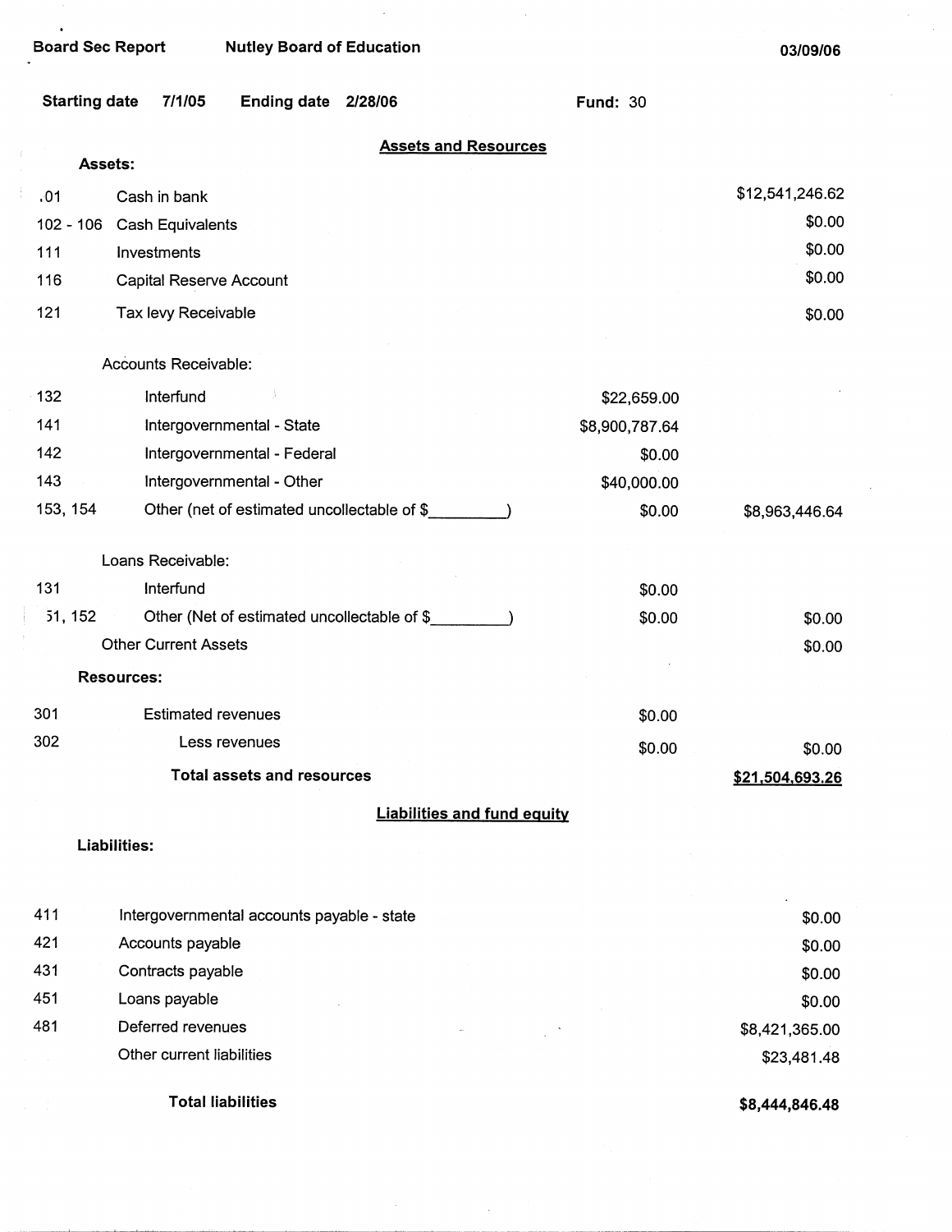Board Sec Report | Nutley Board of Education | 03/09/06

Starting date 7/1/05 | Ending date 2/28/06 | Fund: 30

## Assets and Resources

| | | | |
|---|---|---|---|
| **Assets:** | | | |
| .01 | Cash in bank | | $12,541,246.62 |
| 102 - 106 | Cash Equivalents | | $0.00 |
| 111 | Investments | | $0.00 |
| 116 | Capital Reserve Account | | $0.00 |
| 121 | Tax levy Receivable | | $0.00 |
| | Accounts Receivable: | | |
| 132 | Interfund | $22,659.00 | |
| 141 | Intergovernmental - State | $8,900,787.64 | |
| 142 | Intergovernmental - Federal | $0.00 | |
| 143 | Intergovernmental - Other | $40,000.00 | |
| 153, 154 | Other (net of estimated uncollectable of $_________) | $0.00 | $8,963,446.64 |
| | Loans Receivable: | | |
| 131 | Interfund | $0.00 | |
| 51, 152 | Other (Net of estimated uncollectable of $_________) | $0.00 | $0.00 |
| | Other Current Assets | | $0.00 |
| **Resources:** | | | |
| 301 | Estimated revenues | $0.00 | |
| 302 | Less revenues | $0.00 | $0.00 |
| | **Total assets and resources** | | **$21,504,693.26** |

## Liabilities and fund equity

| | | |
|---|---|---|
| **Liabilities:** | | |
| 411 | Intergovernmental accounts payable - state | $0.00 |
| 421 | Accounts payable | $0.00 |
| 431 | Contracts payable | $0.00 |
| 451 | Loans payable | $0.00 |
| 481 | Deferred revenues | $8,421,365.00 |
| | Other current liabilities | $23,481.48 |
| | **Total liabilities** | **$8,444,846.48** |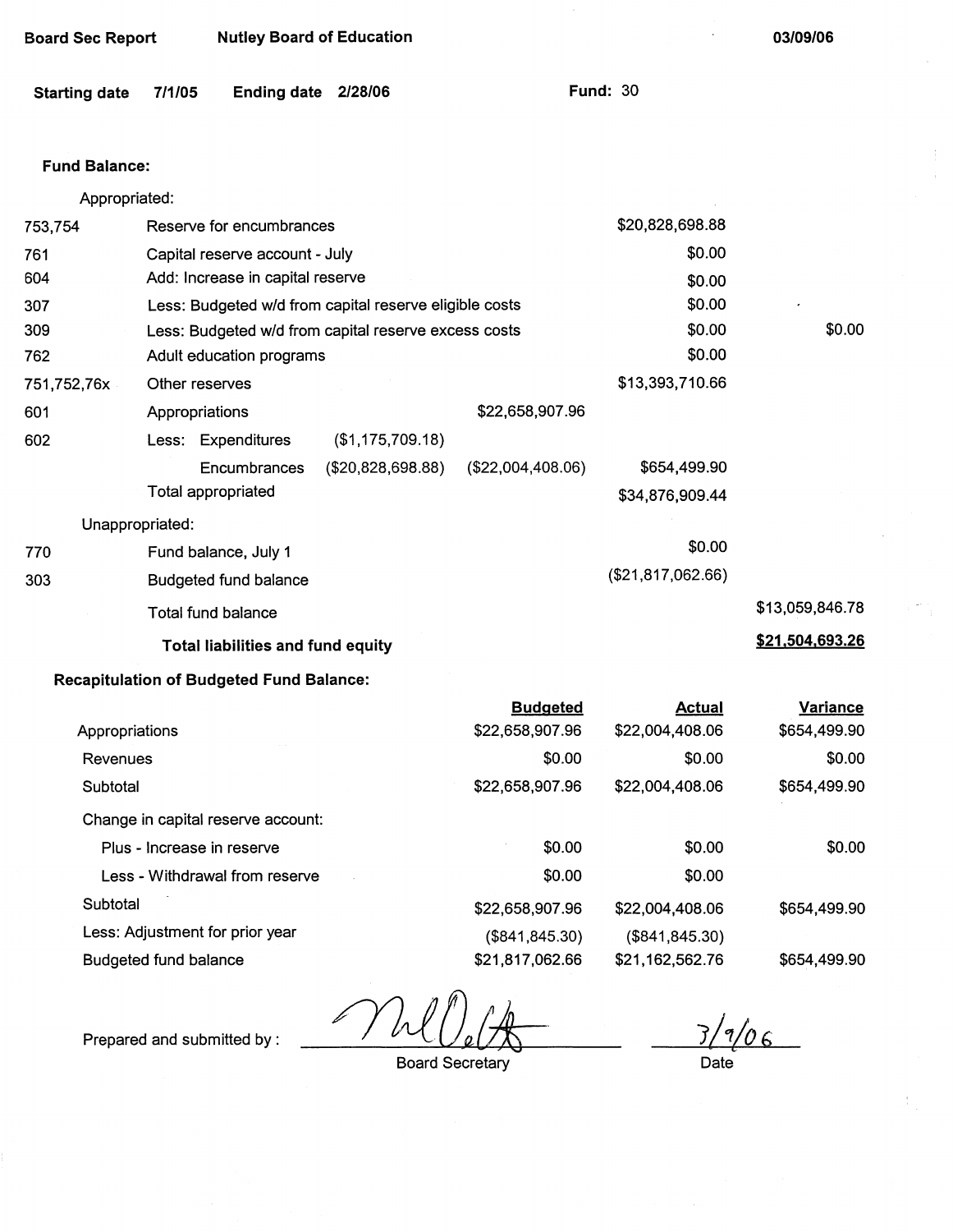**Board Sec Report** **Nutley Board of Education** **03/09/06**

**Starting date** **7/1/05** **Ending date** **2/28/06** **Fund:** 30

**Fund Balance:**

| | Appropriated: | | | | |
|---|---|---|---|---|---|
| 753,754 | Reserve for encumbrances | | | $20,828,698.88 | |
| 761 | Capital reserve account - July | | | $0.00 | |
| 604 | Add: Increase in capital reserve | | | $0.00 | |
| 307 | Less: Budgeted w/d from capital reserve eligible costs | | | $0.00 | |
| 309 | Less: Budgeted w/d from capital reserve excess costs | | | $0.00 | $0.00 |
| 762 | Adult education programs | | | $0.00 | |
| 751,752,76x | Other reserves | | | $13,393,710.66 | |
| 601 | Appropriations | | $22,658,907.96 | | |
| 602 | Less: Expenditures | ($1,175,709.18) | | | |
| | Encumbrances | ($20,828,698.88) | ($22,004,408.06) | $654,499.90 | |
| | Total appropriated | | | $34,876,909.44 | |
| | Unappropriated: | | | | |
| 770 | Fund balance, July 1 | | | $0.00 | |
| 303 | Budgeted fund balance | | | ($21,817,062.66) | |
| | Total fund balance | | | | $13,059,846.78 |
| | **Total liabilities and fund equity** | | | | **$21,504,693.26** |

**Recapitulation of Budgeted Fund Balance:**

| | Budgeted | Actual | Variance |
|---|---|---|---|
| Appropriations | $22,658,907.96 | $22,004,408.06 | $654,499.90 |
| Revenues | $0.00 | $0.00 | $0.00 |
| Subtotal | $22,658,907.96 | $22,004,408.06 | $654,499.90 |
| Change in capital reserve account: | | | |
| Plus - Increase in reserve | $0.00 | $0.00 | $0.00 |
| Less - Withdrawal from reserve | $0.00 | $0.00 | |
| Subtotal | $22,658,907.96 | $22,004,408.06 | $654,499.90 |
| Less: Adjustment for prior year | ($841,845.30) | ($841,845.30) | |
| Budgeted fund balance | $21,817,062.66 | $21,162,562.76 | $654,499.90 |

Prepared and submitted by : _______________ Board Secretary &nbsp;&nbsp;&nbsp; 3/9/06 Date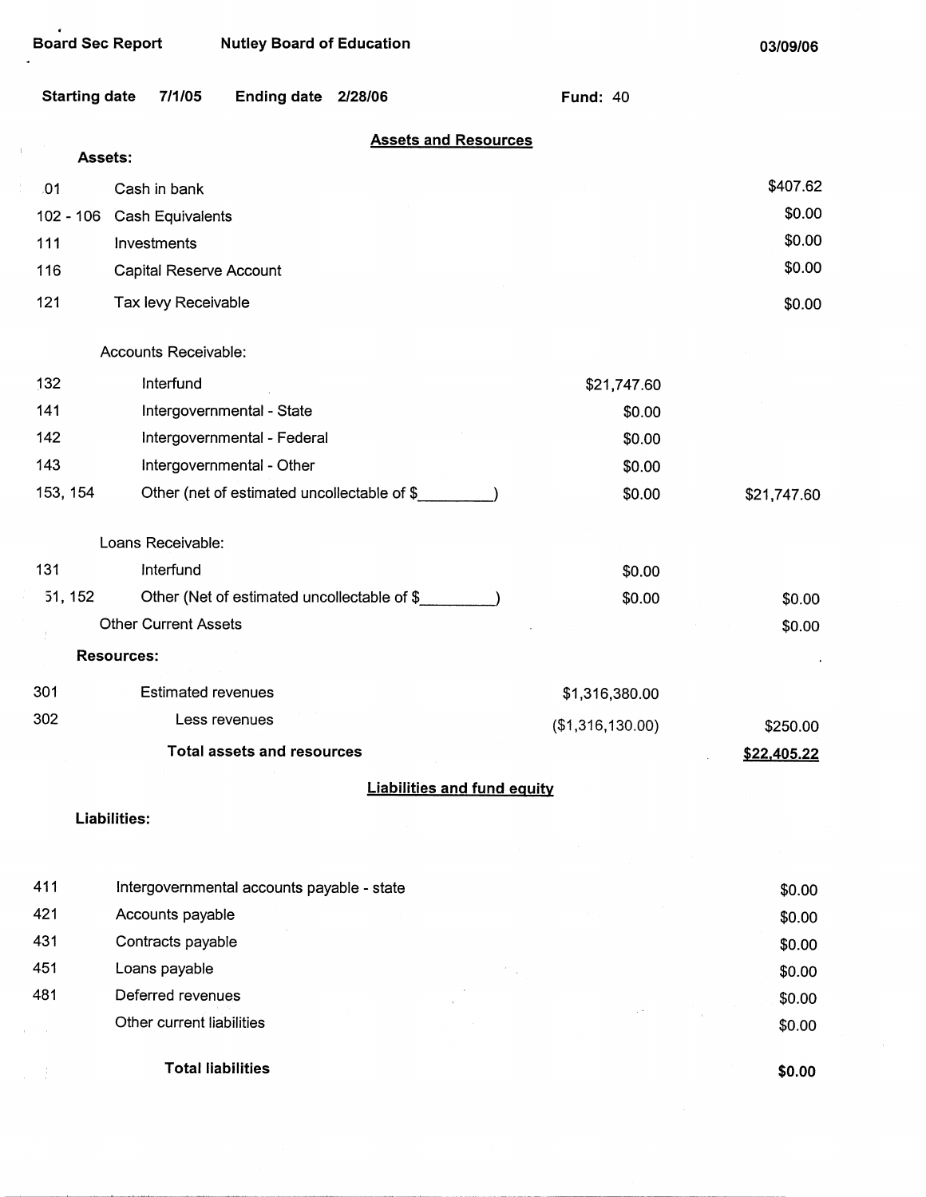Board Sec Report    Nutley Board of Education    03/09/06

Starting date 7/1/05    Ending date 2/28/06    Fund: 40

## Assets and Resources

**Assets:**

| Code | Description | | Amount |
|---|---|---|---|
| 101 | Cash in bank | | $407.62 |
| 102 - 106 | Cash Equivalents | | $0.00 |
| 111 | Investments | | $0.00 |
| 116 | Capital Reserve Account | | $0.00 |
| 121 | Tax levy Receivable | | $0.00 |
| | Accounts Receivable: | | |
| 132 | Interfund | $21,747.60 | |
| 141 | Intergovernmental - State | $0.00 | |
| 142 | Intergovernmental - Federal | $0.00 | |
| 143 | Intergovernmental - Other | $0.00 | |
| 153, 154 | Other (net of estimated uncollectable of $_________) | $0.00 | $21,747.60 |
| | Loans Receivable: | | |
| 131 | Interfund | $0.00 | |
| 151, 152 | Other (Net of estimated uncollectable of $_________) | $0.00 | $0.00 |
| | Other Current Assets | | $0.00 |

**Resources:**

| Code | Description | | Amount |
|---|---|---|---|
| 301 | Estimated revenues | $1,316,380.00 | |
| 302 | Less revenues | ($1,316,130.00) | $250.00 |
| | **Total assets and resources** | | **$22,405.22** |

## Liabilities and fund equity

**Liabilities:**

| Code | Description | Amount |
|---|---|---|
| 411 | Intergovernmental accounts payable - state | $0.00 |
| 421 | Accounts payable | $0.00 |
| 431 | Contracts payable | $0.00 |
| 451 | Loans payable | $0.00 |
| 481 | Deferred revenues | $0.00 |
| | Other current liabilities | $0.00 |
| | **Total liabilities** | **$0.00** |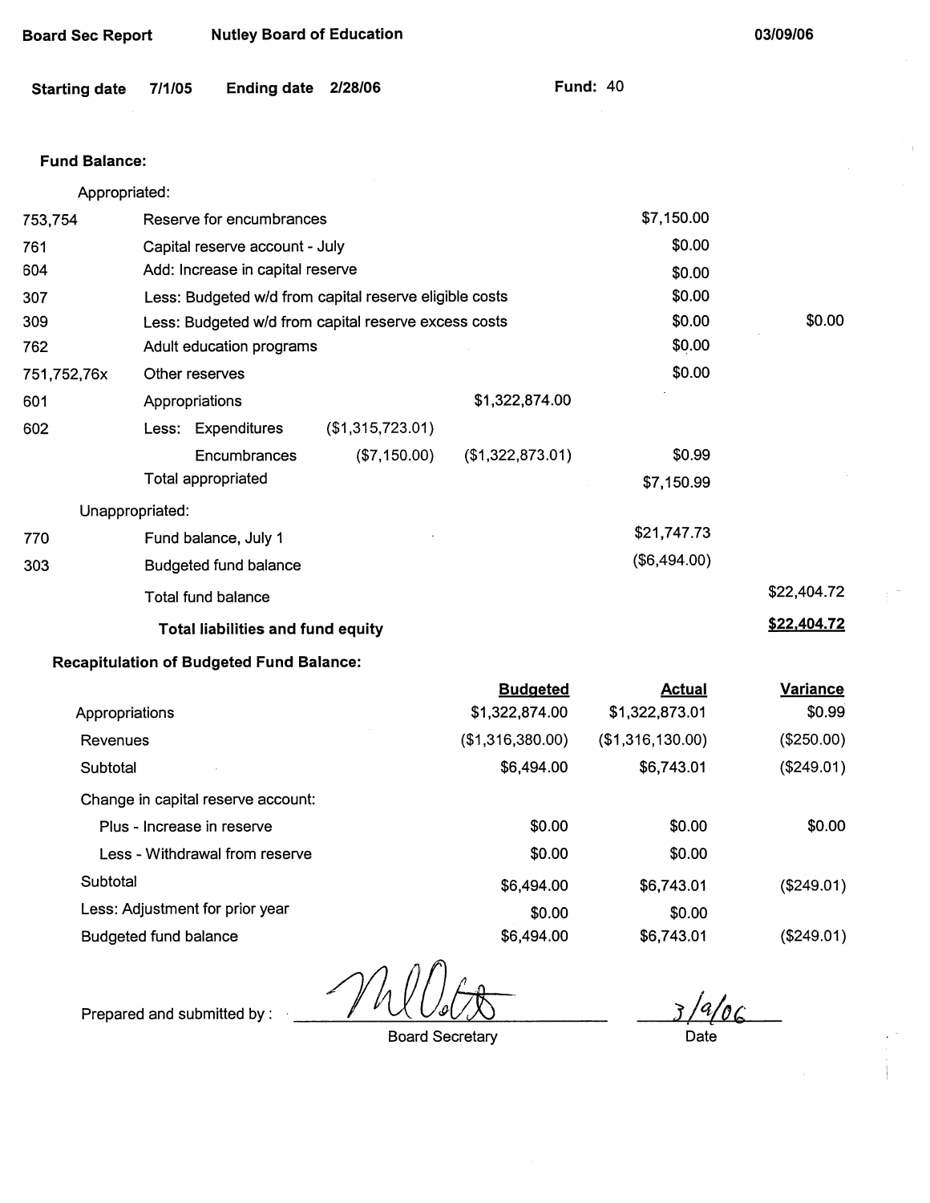**Board Sec Report** **Nutley Board of Education** **03/09/06**

**Starting date** **7/1/05** **Ending date** **2/28/06** **Fund:** 40

**Fund Balance:**

| | | | | | |
|---|---|---|---|---|---|
| | Appropriated: | | | | |
| 753,754 | Reserve for encumbrances | | | $7,150.00 | |
| 761 | Capital reserve account - July | | | $0.00 | |
| 604 | Add: Increase in capital reserve | | | $0.00 | |
| 307 | Less: Budgeted w/d from capital reserve eligible costs | | | $0.00 | |
| 309 | Less: Budgeted w/d from capital reserve excess costs | | | $0.00 | $0.00 |
| 762 | Adult education programs | | | $0.00 | |
| 751,752,76x | Other reserves | | | $0.00 | |
| 601 | Appropriations | | $1,322,874.00 | | |
| 602 | Less: Expenditures | ($1,315,723.01) | | | |
| | Encumbrances | ($7,150.00) | ($1,322,873.01) | $0.99 | |
| | Total appropriated | | | $7,150.99 | |
| | Unappropriated: | | | | |
| 770 | Fund balance, July 1 | | | $21,747.73 | |
| 303 | Budgeted fund balance | | | ($6,494.00) | |
| | Total fund balance | | | | $22,404.72 |
| | **Total liabilities and fund equity** | | | | **$22,404.72** |

**Recapitulation of Budgeted Fund Balance:**

| | Budgeted | Actual | Variance |
|---|---|---|---|
| Appropriations | $1,322,874.00 | $1,322,873.01 | $0.99 |
| Revenues | ($1,316,380.00) | ($1,316,130.00) | ($250.00) |
| Subtotal | $6,494.00 | $6,743.01 | ($249.01) |
| Change in capital reserve account: | | | |
| Plus - Increase in reserve | $0.00 | $0.00 | $0.00 |
| Less - Withdrawal from reserve | $0.00 | $0.00 | |
| Subtotal | $6,494.00 | $6,743.01 | ($249.01) |
| Less: Adjustment for prior year | $0.00 | $0.00 | |
| Budgeted fund balance | $6,494.00 | $6,743.01 | ($249.01) |

Prepared and submitted by : [signature] 3/9/06

Board Secretary Date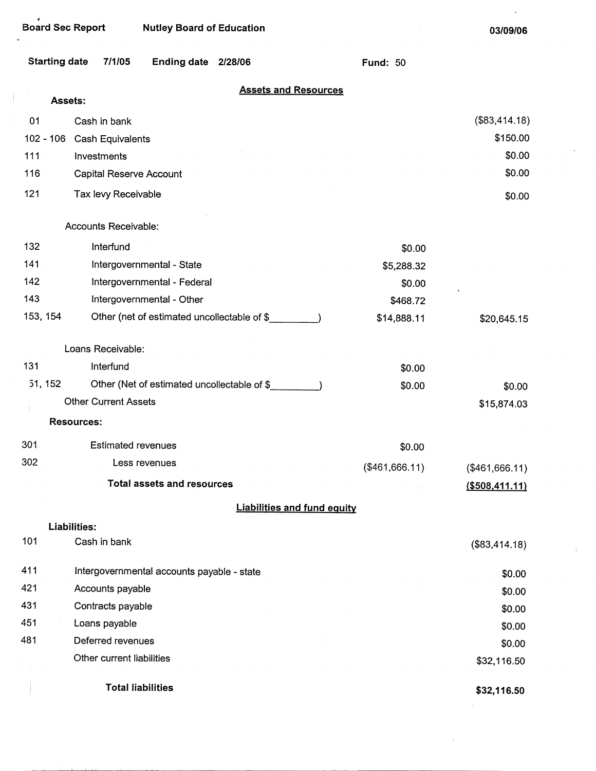Board Sec Report Nutley Board of Education 03/09/06

Starting date 7/1/05 Ending date 2/28/06 Fund: 50

## Assets and Resources

| | | | |
|---|---|---|---|
| **Assets:** | | | |
| 01 | Cash in bank | | ($83,414.18) |
| 102 - 106 | Cash Equivalents | | $150.00 |
| 111 | Investments | | $0.00 |
| 116 | Capital Reserve Account | | $0.00 |
| 121 | Tax levy Receivable | | $0.00 |
| | Accounts Receivable: | | |
| 132 | Interfund | $0.00 | |
| 141 | Intergovernmental - State | $5,288.32 | |
| 142 | Intergovernmental - Federal | $0.00 | |
| 143 | Intergovernmental - Other | $468.72 | |
| 153, 154 | Other (net of estimated uncollectable of $_________) | $14,888.11 | $20,645.15 |
| | Loans Receivable: | | |
| 131 | Interfund | $0.00 | |
| 51, 152 | Other (Net of estimated uncollectable of $_________) | $0.00 | $0.00 |
| | Other Current Assets | | $15,874.03 |
| **Resources:** | | | |
| 301 | Estimated revenues | $0.00 | |
| 302 | Less revenues | ($461,666.11) | ($461,666.11) |
| | **Total assets and resources** | | **($508,411.11)** |

## Liabilities and fund equity

| | | |
|---|---|---|
| **Liabilities:** | | |
| 101 | Cash in bank | ($83,414.18) |
| 411 | Intergovernmental accounts payable - state | $0.00 |
| 421 | Accounts payable | $0.00 |
| 431 | Contracts payable | $0.00 |
| 451 | Loans payable | $0.00 |
| 481 | Deferred revenues | $0.00 |
| | Other current liabilities | $32,116.50 |
| | **Total liabilities** | **$32,116.50** |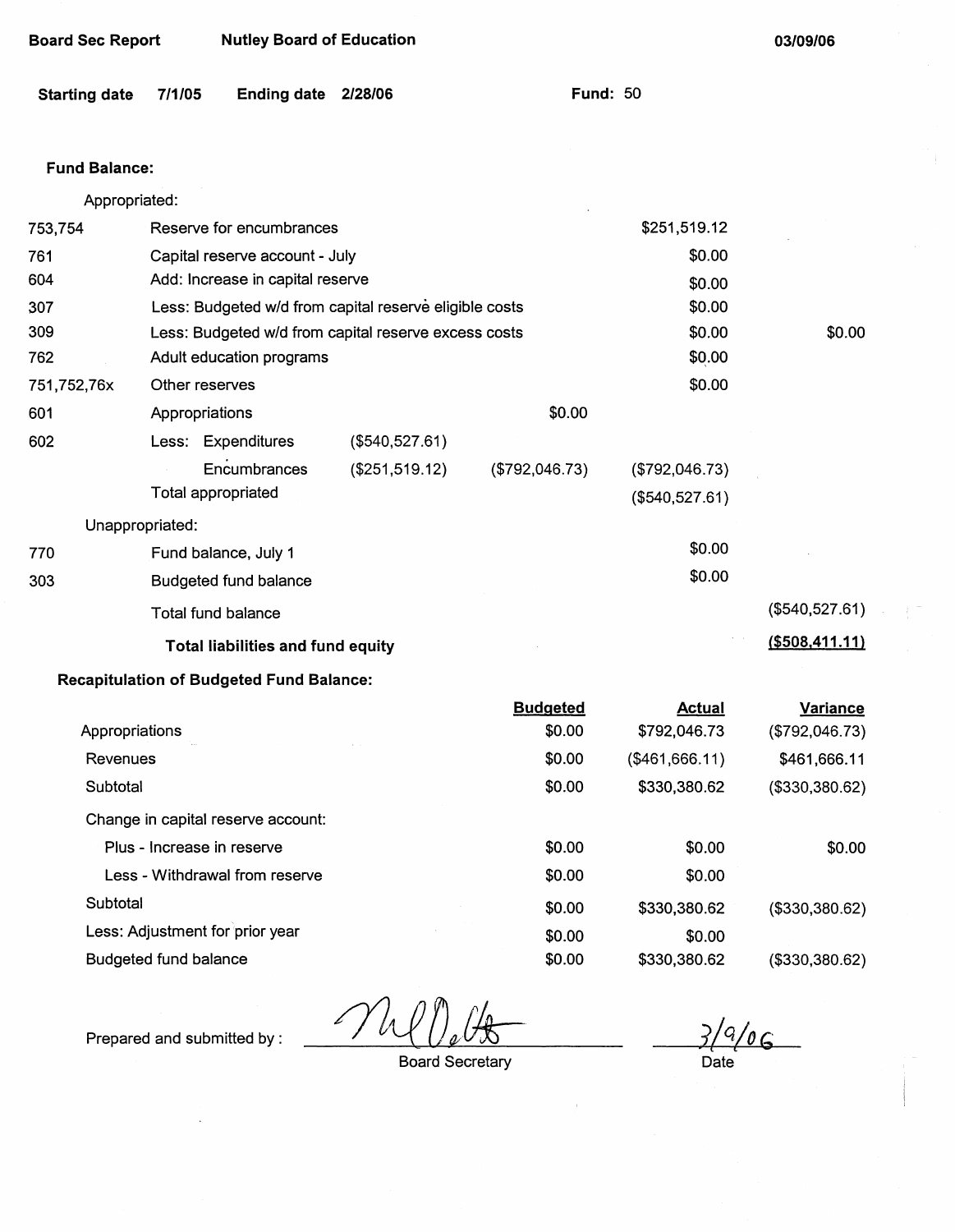**Board Sec Report** **Nutley Board of Education** **03/09/06**

**Starting date** **7/1/05** **Ending date** **2/28/06** **Fund:** 50

**Fund Balance:**

| | | | | | |
|---|---|---|---|---|---|
| | Appropriated: | | | | |
| 753,754 | Reserve for encumbrances | | | $251,519.12 | |
| 761 | Capital reserve account - July | | | $0.00 | |
| 604 | Add: Increase in capital reserve | | | $0.00 | |
| 307 | Less: Budgeted w/d from capital reserve eligible costs | | | $0.00 | |
| 309 | Less: Budgeted w/d from capital reserve excess costs | | | $0.00 | $0.00 |
| 762 | Adult education programs | | | $0.00 | |
| 751,752,76x | Other reserves | | | $0.00 | |
| 601 | Appropriations | | $0.00 | | |
| 602 | Less: Expenditures | ($540,527.61) | | | |
| | Encumbrances | ($251,519.12) | ($792,046.73) | ($792,046.73) | |
| | Total appropriated | | | ($540,527.61) | |
| | Unappropriated: | | | | |
| 770 | Fund balance, July 1 | | | $0.00 | |
| 303 | Budgeted fund balance | | | $0.00 | |
| | Total fund balance | | | | ($540,527.61) |
| | **Total liabilities and fund equity** | | | | **($508,411.11)** |

**Recapitulation of Budgeted Fund Balance:**

| | Budgeted | Actual | Variance |
|---|---|---|---|
| Appropriations | $0.00 | $792,046.73 | ($792,046.73) |
| Revenues | $0.00 | ($461,666.11) | $461,666.11 |
| Subtotal | $0.00 | $330,380.62 | ($330,380.62) |
| Change in capital reserve account: | | | |
| Plus - Increase in reserve | $0.00 | $0.00 | $0.00 |
| Less - Withdrawal from reserve | $0.00 | $0.00 | |
| Subtotal | $0.00 | $330,380.62 | ($330,380.62) |
| Less: Adjustment for prior year | $0.00 | $0.00 | |
| Budgeted fund balance | $0.00 | $330,380.62 | ($330,380.62) |

Prepared and submitted by : ______________________ Board Secretary     3/9/06 Date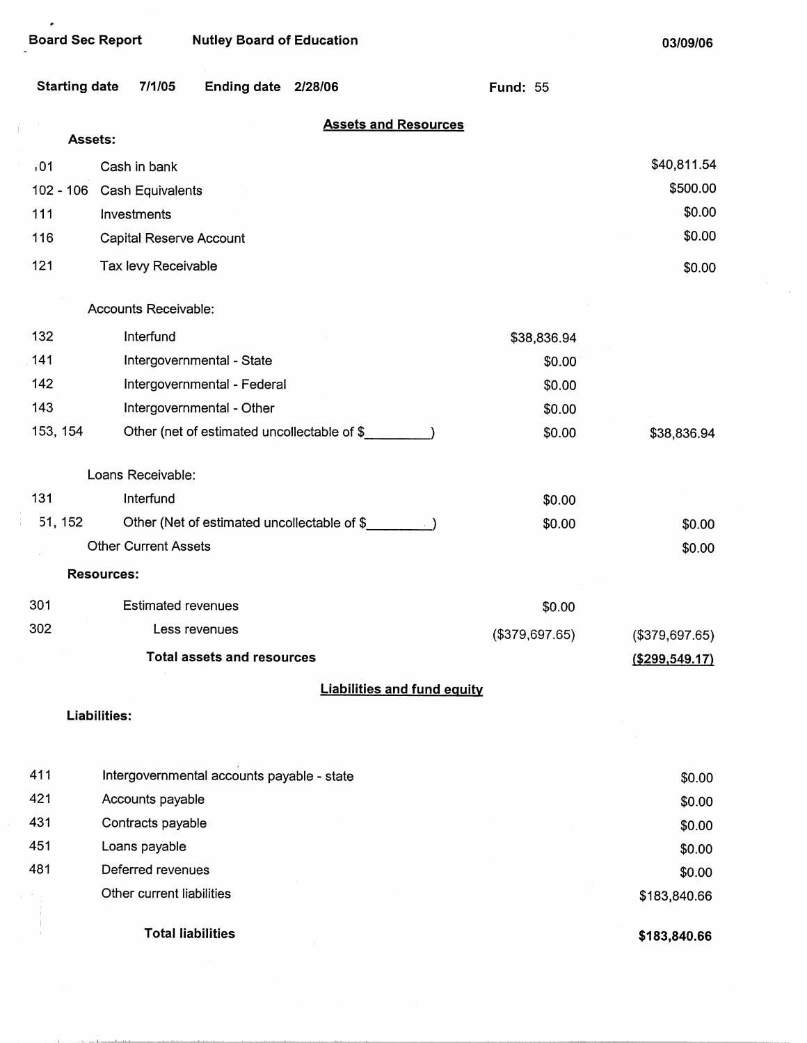Board Sec Report | Nutley Board of Education | 03/09/06

Starting date 7/1/05 | Ending date 2/28/06 | Fund: 55

## Assets and Resources

**Assets:**

| Code | Description | | Amount |
|---|---|---|---|
| 101 | Cash in bank | | $40,811.54 |
| 102 - 106 | Cash Equivalents | | $500.00 |
| 111 | Investments | | $0.00 |
| 116 | Capital Reserve Account | | $0.00 |
| 121 | Tax levy Receivable | | $0.00 |
| | **Accounts Receivable:** | | |
| 132 | Interfund | $38,836.94 | |
| 141 | Intergovernmental - State | $0.00 | |
| 142 | Intergovernmental - Federal | $0.00 | |
| 143 | Intergovernmental - Other | $0.00 | |
| 153, 154 | Other (net of estimated uncollectable of $_________) | $0.00 | $38,836.94 |
| | **Loans Receivable:** | | |
| 131 | Interfund | $0.00 | |
| 151, 152 | Other (Net of estimated uncollectable of $_________) | $0.00 | $0.00 |
| | Other Current Assets | | $0.00 |

**Resources:**

| Code | Description | | Amount |
|---|---|---|---|
| 301 | Estimated revenues | $0.00 | |
| 302 | Less revenues | ($379,697.65) | ($379,697.65) |
| | **Total assets and resources** | | **($299,549.17)** |

## Liabilities and fund equity

**Liabilities:**

| Code | Description | Amount |
|---|---|---|
| 411 | Intergovernmental accounts payable - state | $0.00 |
| 421 | Accounts payable | $0.00 |
| 431 | Contracts payable | $0.00 |
| 451 | Loans payable | $0.00 |
| 481 | Deferred revenues | $0.00 |
| | Other current liabilities | $183,840.66 |
| | **Total liabilities** | **$183,840.66** |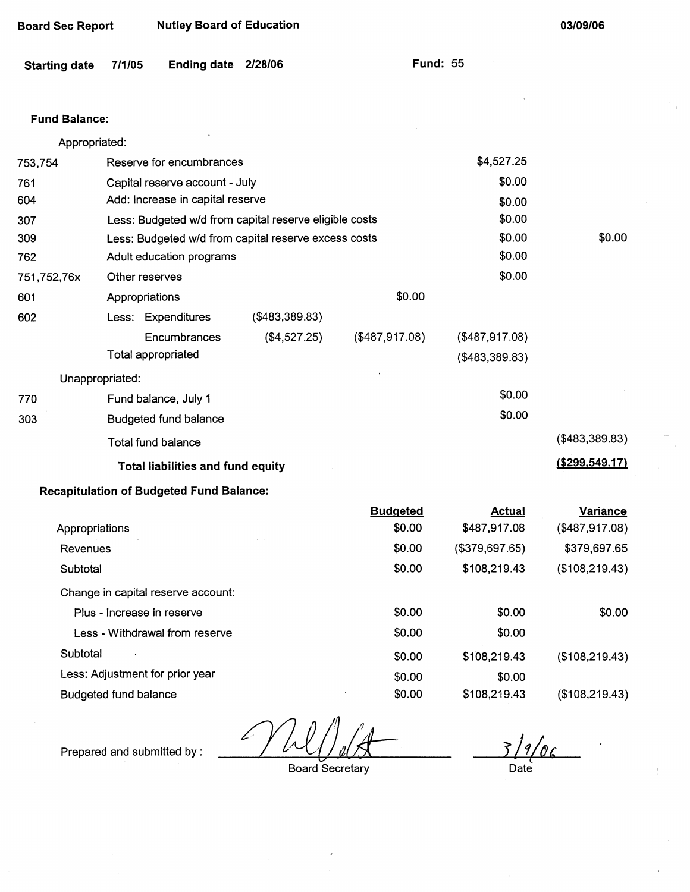Board Sec Report    Nutley Board of Education    03/09/06

Starting date 7/1/05    Ending date 2/28/06    Fund: 55

**Fund Balance:**

| | | | | | |
|---|---|---|---|---|---|
| | Appropriated: | | | | |
| 753,754 | Reserve for encumbrances | | | $4,527.25 | |
| 761 | Capital reserve account - July | | | $0.00 | |
| 604 | Add: Increase in capital reserve | | | $0.00 | |
| 307 | Less: Budgeted w/d from capital reserve eligible costs | | | $0.00 | |
| 309 | Less: Budgeted w/d from capital reserve excess costs | | | $0.00 | $0.00 |
| 762 | Adult education programs | | | $0.00 | |
| 751,752,76x | Other reserves | | | $0.00 | |
| 601 | Appropriations | | $0.00 | | |
| 602 | Less: Expenditures | ($483,389.83) | | | |
| | Encumbrances | ($4,527.25) | ($487,917.08) | ($487,917.08) | |
| | Total appropriated | | | ($483,389.83) | |
| | Unappropriated: | | | | |
| 770 | Fund balance, July 1 | | | $0.00 | |
| 303 | Budgeted fund balance | | | $0.00 | |
| | Total fund balance | | | | ($483,389.83) |
| | **Total liabilities and fund equity** | | | | **($299,549.17)** |

**Recapitulation of Budgeted Fund Balance:**

| | Budgeted | Actual | Variance |
|---|---|---|---|
| Appropriations | $0.00 | $487,917.08 | ($487,917.08) |
| Revenues | $0.00 | ($379,697.65) | $379,697.65 |
| Subtotal | $0.00 | $108,219.43 | ($108,219.43) |
| Change in capital reserve account: | | | |
| Plus - Increase in reserve | $0.00 | $0.00 | $0.00 |
| Less - Withdrawal from reserve | $0.00 | $0.00 | |
| Subtotal | $0.00 | $108,219.43 | ($108,219.43) |
| Less: Adjustment for prior year | $0.00 | $0.00 | |
| Budgeted fund balance | $0.00 | $108,219.43 | ($108,219.43) |

Prepared and submitted by : _______________ Board Secretary    3/9/06 Date